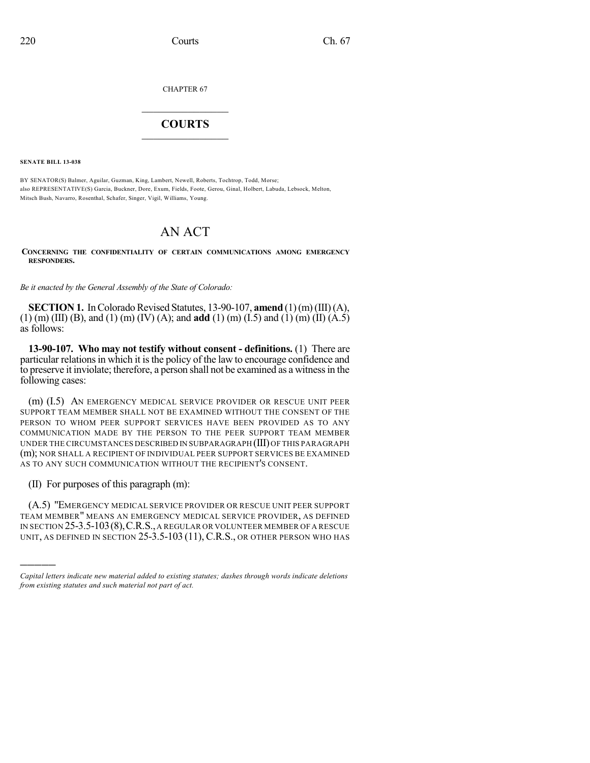CHAPTER 67

# COURTS

**SENATE BILL 13-038**

BY SENATOR(S) Balmer, Aguilar, Guzman, King, Lambert, Newell, Roberts, Tochtrop, Todd, Morse;
also REPRESENTATIVE(S) Garcia, Buckner, Dore, Exum, Fields, Foote, Gerou, Ginal, Holbert, Labuda, Lebsock, Melton, Mitsch Bush, Navarro, Rosenthal, Schafer, Singer, Vigil, Williams, Young.

# AN ACT

**CONCERNING THE CONFIDENTIALITY OF CERTAIN COMMUNICATIONS AMONG EMERGENCY RESPONDERS.**

*Be it enacted by the General Assembly of the State of Colorado:*

**SECTION 1.** In Colorado Revised Statutes, 13-90-107, **amend** (1) (m) (III) (A), (1) (m) (III) (B), and (1) (m) (IV) (A); and **add** (1) (m) (I.5) and (1) (m) (II) (A.5) as follows:

**13-90-107. Who may not testify without consent - definitions.** (1) There are particular relations in which it is the policy of the law to encourage confidence and to preserve it inviolate; therefore, a person shall not be examined as a witness in the following cases:

(m) (I.5) AN EMERGENCY MEDICAL SERVICE PROVIDER OR RESCUE UNIT PEER SUPPORT TEAM MEMBER SHALL NOT BE EXAMINED WITHOUT THE CONSENT OF THE PERSON TO WHOM PEER SUPPORT SERVICES HAVE BEEN PROVIDED AS TO ANY COMMUNICATION MADE BY THE PERSON TO THE PEER SUPPORT TEAM MEMBER UNDER THE CIRCUMSTANCES DESCRIBED IN SUBPARAGRAPH (III) OF THIS PARAGRAPH (m); NOR SHALL A RECIPIENT OF INDIVIDUAL PEER SUPPORT SERVICES BE EXAMINED AS TO ANY SUCH COMMUNICATION WITHOUT THE RECIPIENT'S CONSENT.

(II) For purposes of this paragraph (m):

(A.5) "EMERGENCY MEDICAL SERVICE PROVIDER OR RESCUE UNIT PEER SUPPORT TEAM MEMBER" MEANS AN EMERGENCY MEDICAL SERVICE PROVIDER, AS DEFINED IN SECTION 25-3.5-103 (8), C.R.S., A REGULAR OR VOLUNTEER MEMBER OF A RESCUE UNIT, AS DEFINED IN SECTION 25-3.5-103 (11), C.R.S., OR OTHER PERSON WHO HAS

---

*Capital letters indicate new material added to existing statutes; dashes through words indicate deletions from existing statutes and such material not part of act.*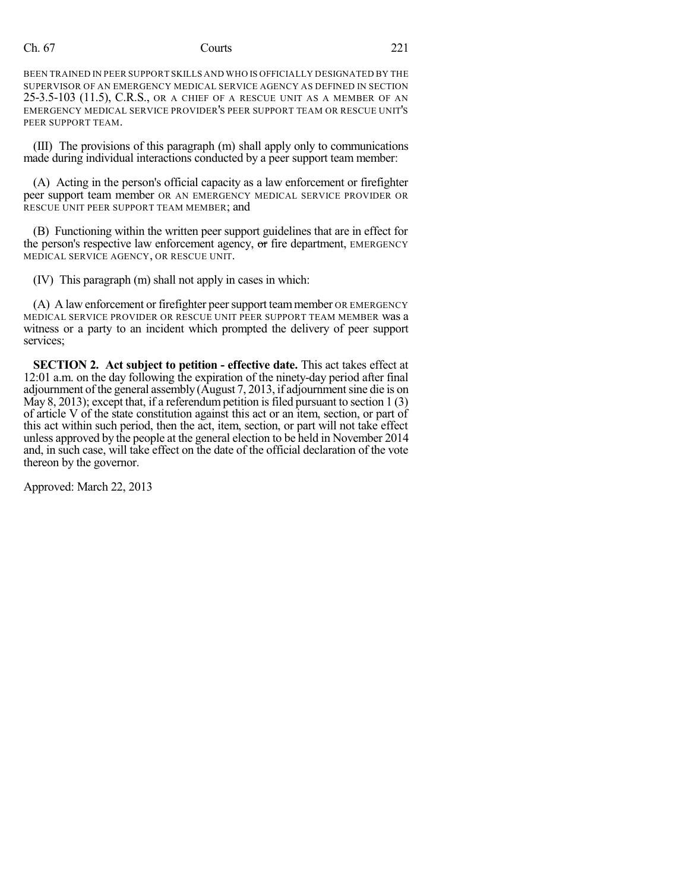BEEN TRAINED IN PEER SUPPORT SKILLS AND WHO IS OFFICIALLY DESIGNATED BY THE SUPERVISOR OF AN EMERGENCY MEDICAL SERVICE AGENCY AS DEFINED IN SECTION 25-3.5-103 (11.5), C.R.S., OR A CHIEF OF A RESCUE UNIT AS A MEMBER OF AN EMERGENCY MEDICAL SERVICE PROVIDER'S PEER SUPPORT TEAM OR RESCUE UNIT'S PEER SUPPORT TEAM.

(III) The provisions of this paragraph (m) shall apply only to communications made during individual interactions conducted by a peer support team member:

(A) Acting in the person's official capacity as a law enforcement or firefighter peer support team member OR AN EMERGENCY MEDICAL SERVICE PROVIDER OR RESCUE UNIT PEER SUPPORT TEAM MEMBER; and

(B) Functioning within the written peer support guidelines that are in effect for the person's respective law enforcement agency, ~~or~~ fire department, EMERGENCY MEDICAL SERVICE AGENCY, OR RESCUE UNIT.

(IV) This paragraph (m) shall not apply in cases in which:

(A) A law enforcement or firefighter peer support team member OR EMERGENCY MEDICAL SERVICE PROVIDER OR RESCUE UNIT PEER SUPPORT TEAM MEMBER was a witness or a party to an incident which prompted the delivery of peer support services;

**SECTION 2. Act subject to petition - effective date.** This act takes effect at 12:01 a.m. on the day following the expiration of the ninety-day period after final adjournment of the general assembly (August 7, 2013, if adjournment sine die is on May 8, 2013); except that, if a referendum petition is filed pursuant to section 1 (3) of article V of the state constitution against this act or an item, section, or part of this act within such period, then the act, item, section, or part will not take effect unless approved by the people at the general election to be held in November 2014 and, in such case, will take effect on the date of the official declaration of the vote thereon by the governor.

Approved: March 22, 2013